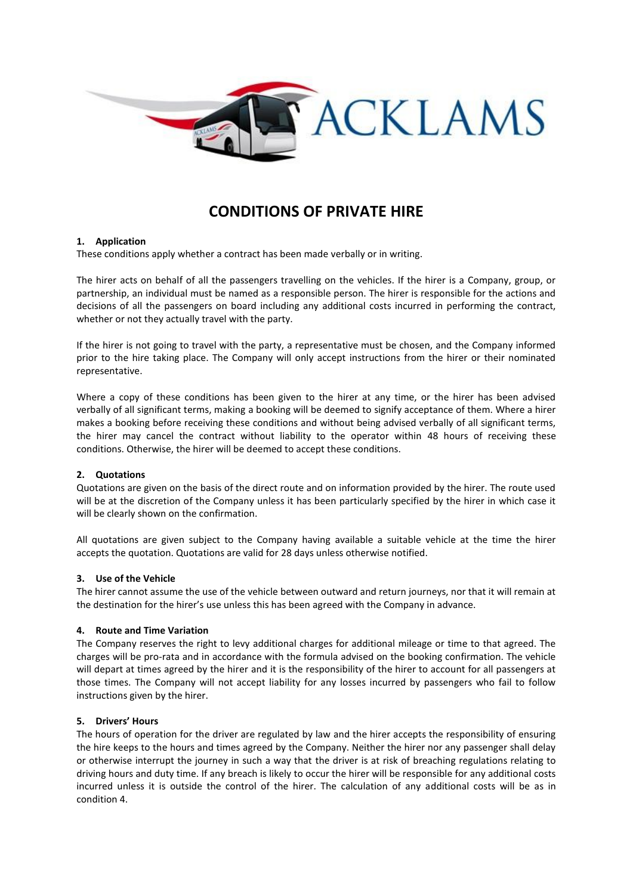ACKLAMS

# CONDITIONS OF PRIVATE HIRE

**1. Application**

These conditions apply whether a contract has been made verbally or in writing.

The hirer acts on behalf of all the passengers travelling on the vehicles. If the hirer is a Company, group, or partnership, an individual must be named as a responsible person. The hirer is responsible for the actions and decisions of all the passengers on board including any additional costs incurred in performing the contract, whether or not they actually travel with the party.

If the hirer is not going to travel with the party, a representative must be chosen, and the Company informed prior to the hire taking place. The Company will only accept instructions from the hirer or their nominated representative.

Where a copy of these conditions has been given to the hirer at any time, or the hirer has been advised verbally of all significant terms, making a booking will be deemed to signify acceptance of them. Where a hirer makes a booking before receiving these conditions and without being advised verbally of all significant terms, the hirer may cancel the contract without liability to the operator within 48 hours of receiving these conditions. Otherwise, the hirer will be deemed to accept these conditions.

**2. Quotations**

Quotations are given on the basis of the direct route and on information provided by the hirer. The route used will be at the discretion of the Company unless it has been particularly specified by the hirer in which case it will be clearly shown on the confirmation.

All quotations are given subject to the Company having available a suitable vehicle at the time the hirer accepts the quotation. Quotations are valid for 28 days unless otherwise notified.

**3. Use of the Vehicle**

The hirer cannot assume the use of the vehicle between outward and return journeys, nor that it will remain at the destination for the hirer's use unless this has been agreed with the Company in advance.

**4. Route and Time Variation**

The Company reserves the right to levy additional charges for additional mileage or time to that agreed. The charges will be pro-rata and in accordance with the formula advised on the booking confirmation. The vehicle will depart at times agreed by the hirer and it is the responsibility of the hirer to account for all passengers at those times. The Company will not accept liability for any losses incurred by passengers who fail to follow instructions given by the hirer.

**5. Drivers' Hours**

The hours of operation for the driver are regulated by law and the hirer accepts the responsibility of ensuring the hire keeps to the hours and times agreed by the Company. Neither the hirer nor any passenger shall delay or otherwise interrupt the journey in such a way that the driver is at risk of breaching regulations relating to driving hours and duty time. If any breach is likely to occur the hirer will be responsible for any additional costs incurred unless it is outside the control of the hirer. The calculation of any additional costs will be as in condition 4.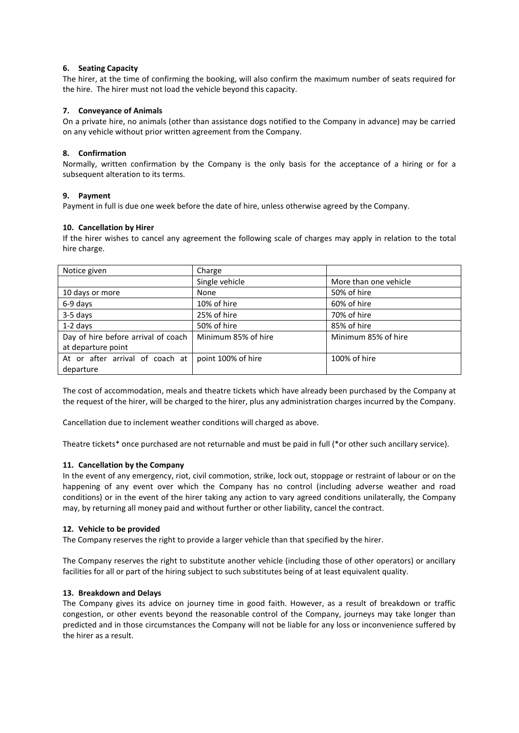### 6. Seating Capacity

The hirer, at the time of confirming the booking, will also confirm the maximum number of seats required for the hire. The hirer must not load the vehicle beyond this capacity.

### 7. Conveyance of Animals

On a private hire, no animals (other than assistance dogs notified to the Company in advance) may be carried on any vehicle without prior written agreement from the Company.

### 8. Confirmation

Normally, written confirmation by the Company is the only basis for the acceptance of a hiring or for a subsequent alteration to its terms.

### 9. Payment

Payment in full is due one week before the date of hire, unless otherwise agreed by the Company.

### 10. Cancellation by Hirer

If the hirer wishes to cancel any agreement the following scale of charges may apply in relation to the total hire charge.

| Notice given | Charge | |
|---|---|---|
| | Single vehicle | More than one vehicle |
| 10 days or more | None | 50% of hire |
| 6-9 days | 10% of hire | 60% of hire |
| 3-5 days | 25% of hire | 70% of hire |
| 1-2 days | 50% of hire | 85% of hire |
| Day of hire before arrival of coach at departure point | Minimum 85% of hire | Minimum 85% of hire |
| At or after arrival of coach at departure | point 100% of hire | 100% of hire |

The cost of accommodation, meals and theatre tickets which have already been purchased by the Company at the request of the hirer, will be charged to the hirer, plus any administration charges incurred by the Company.

Cancellation due to inclement weather conditions will charged as above.

Theatre tickets* once purchased are not returnable and must be paid in full (*or other such ancillary service).

### 11. Cancellation by the Company

In the event of any emergency, riot, civil commotion, strike, lock out, stoppage or restraint of labour or on the happening of any event over which the Company has no control (including adverse weather and road conditions) or in the event of the hirer taking any action to vary agreed conditions unilaterally, the Company may, by returning all money paid and without further or other liability, cancel the contract.

### 12. Vehicle to be provided

The Company reserves the right to provide a larger vehicle than that specified by the hirer.

The Company reserves the right to substitute another vehicle (including those of other operators) or ancillary facilities for all or part of the hiring subject to such substitutes being of at least equivalent quality.

### 13. Breakdown and Delays

The Company gives its advice on journey time in good faith. However, as a result of breakdown or traffic congestion, or other events beyond the reasonable control of the Company, journeys may take longer than predicted and in those circumstances the Company will not be liable for any loss or inconvenience suffered by the hirer as a result.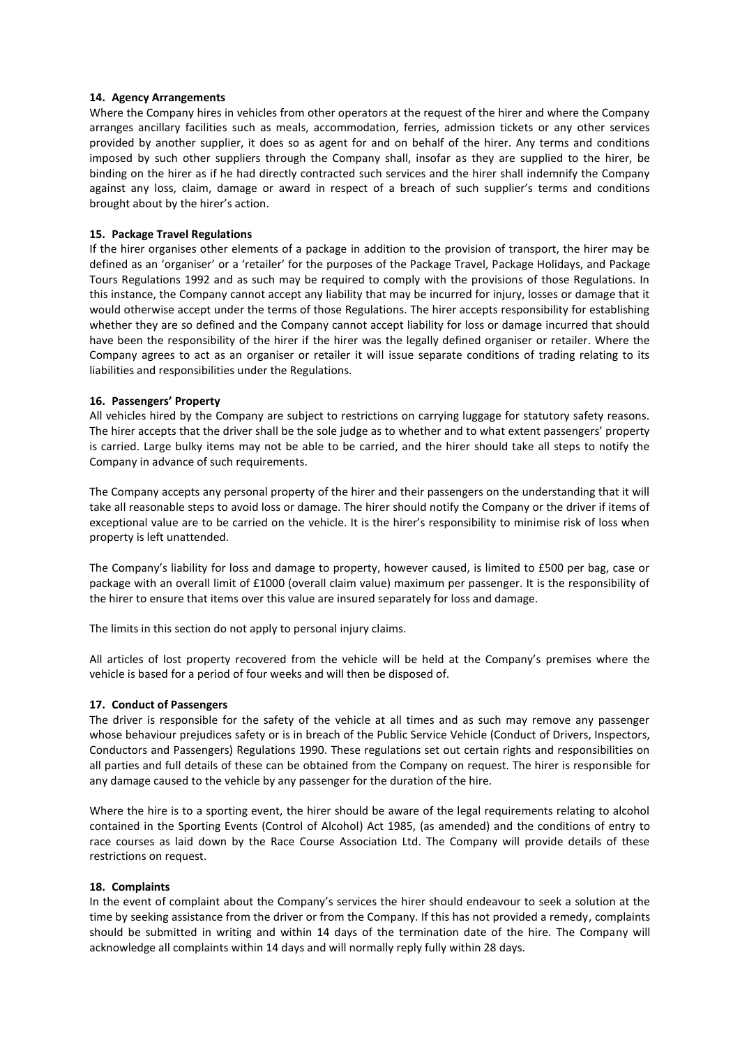**14. Agency Arrangements**

Where the Company hires in vehicles from other operators at the request of the hirer and where the Company arranges ancillary facilities such as meals, accommodation, ferries, admission tickets or any other services provided by another supplier, it does so as agent for and on behalf of the hirer. Any terms and conditions imposed by such other suppliers through the Company shall, insofar as they are supplied to the hirer, be binding on the hirer as if he had directly contracted such services and the hirer shall indemnify the Company against any loss, claim, damage or award in respect of a breach of such supplier's terms and conditions brought about by the hirer's action.

**15. Package Travel Regulations**

If the hirer organises other elements of a package in addition to the provision of transport, the hirer may be defined as an 'organiser' or a 'retailer' for the purposes of the Package Travel, Package Holidays, and Package Tours Regulations 1992 and as such may be required to comply with the provisions of those Regulations. In this instance, the Company cannot accept any liability that may be incurred for injury, losses or damage that it would otherwise accept under the terms of those Regulations. The hirer accepts responsibility for establishing whether they are so defined and the Company cannot accept liability for loss or damage incurred that should have been the responsibility of the hirer if the hirer was the legally defined organiser or retailer. Where the Company agrees to act as an organiser or retailer it will issue separate conditions of trading relating to its liabilities and responsibilities under the Regulations.

**16. Passengers' Property**

All vehicles hired by the Company are subject to restrictions on carrying luggage for statutory safety reasons. The hirer accepts that the driver shall be the sole judge as to whether and to what extent passengers' property is carried. Large bulky items may not be able to be carried, and the hirer should take all steps to notify the Company in advance of such requirements.

The Company accepts any personal property of the hirer and their passengers on the understanding that it will take all reasonable steps to avoid loss or damage. The hirer should notify the Company or the driver if items of exceptional value are to be carried on the vehicle. It is the hirer's responsibility to minimise risk of loss when property is left unattended.

The Company's liability for loss and damage to property, however caused, is limited to £500 per bag, case or package with an overall limit of £1000 (overall claim value) maximum per passenger. It is the responsibility of the hirer to ensure that items over this value are insured separately for loss and damage.

The limits in this section do not apply to personal injury claims.

All articles of lost property recovered from the vehicle will be held at the Company's premises where the vehicle is based for a period of four weeks and will then be disposed of.

**17. Conduct of Passengers**

The driver is responsible for the safety of the vehicle at all times and as such may remove any passenger whose behaviour prejudices safety or is in breach of the Public Service Vehicle (Conduct of Drivers, Inspectors, Conductors and Passengers) Regulations 1990. These regulations set out certain rights and responsibilities on all parties and full details of these can be obtained from the Company on request. The hirer is responsible for any damage caused to the vehicle by any passenger for the duration of the hire.

Where the hire is to a sporting event, the hirer should be aware of the legal requirements relating to alcohol contained in the Sporting Events (Control of Alcohol) Act 1985, (as amended) and the conditions of entry to race courses as laid down by the Race Course Association Ltd. The Company will provide details of these restrictions on request.

**18. Complaints**

In the event of complaint about the Company's services the hirer should endeavour to seek a solution at the time by seeking assistance from the driver or from the Company. If this has not provided a remedy, complaints should be submitted in writing and within 14 days of the termination date of the hire. The Company will acknowledge all complaints within 14 days and will normally reply fully within 28 days.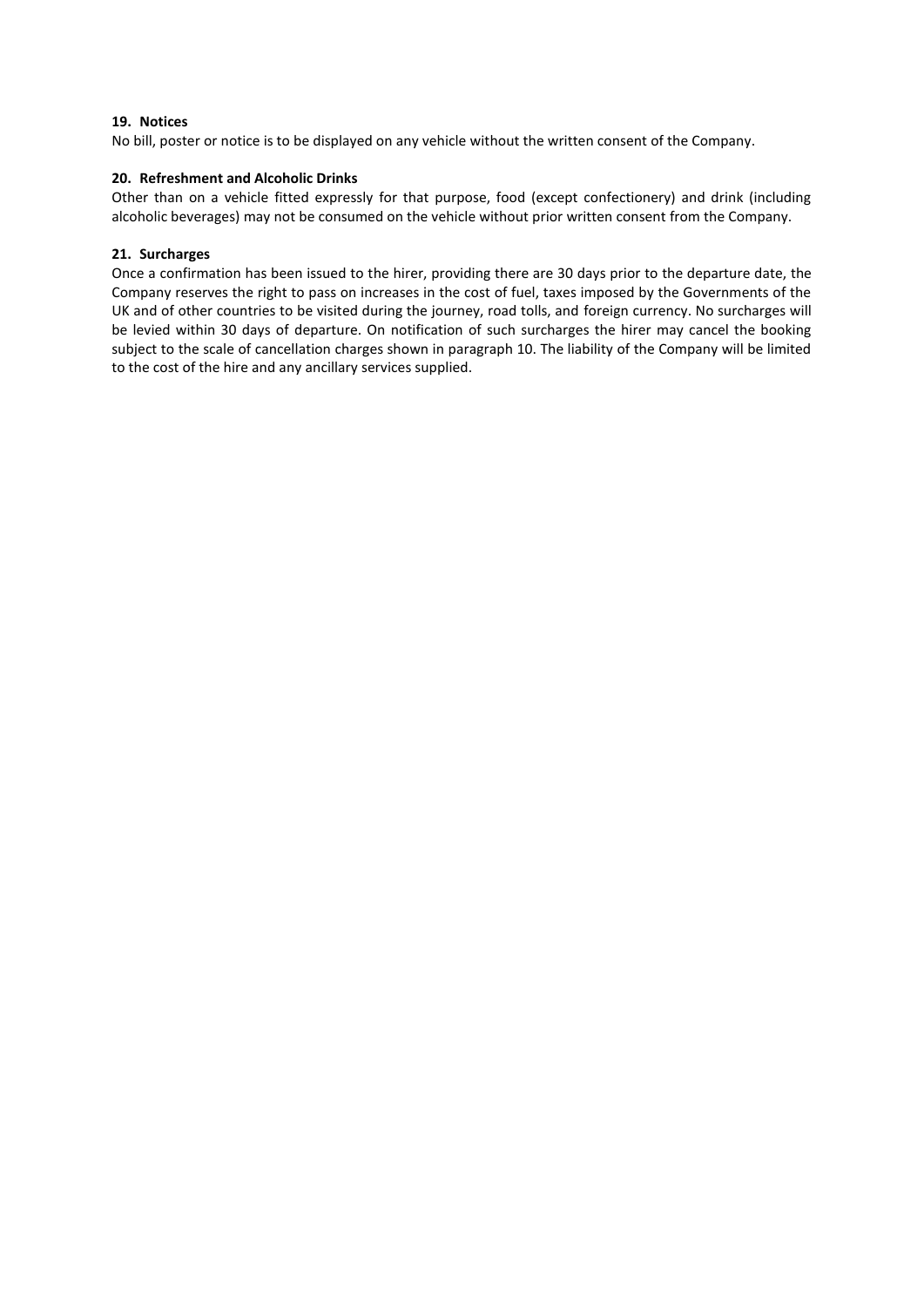### 19. Notices

No bill, poster or notice is to be displayed on any vehicle without the written consent of the Company.

### 20. Refreshment and Alcoholic Drinks

Other than on a vehicle fitted expressly for that purpose, food (except confectionery) and drink (including alcoholic beverages) may not be consumed on the vehicle without prior written consent from the Company.

### 21. Surcharges

Once a confirmation has been issued to the hirer, providing there are 30 days prior to the departure date, the Company reserves the right to pass on increases in the cost of fuel, taxes imposed by the Governments of the UK and of other countries to be visited during the journey, road tolls, and foreign currency. No surcharges will be levied within 30 days of departure. On notification of such surcharges the hirer may cancel the booking subject to the scale of cancellation charges shown in paragraph 10. The liability of the Company will be limited to the cost of the hire and any ancillary services supplied.